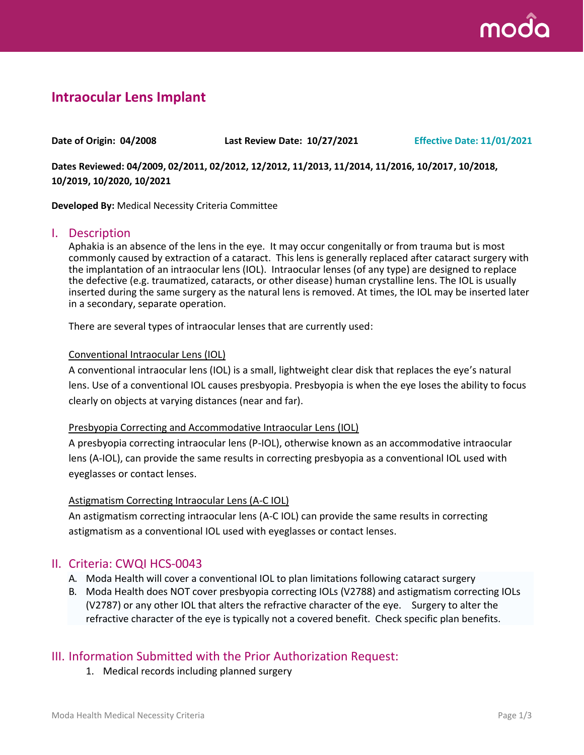# Intraocular Lens Implant

**Date of Origin: 04/2008** **Last Review Date: 10/27/2021** **Effective Date: 11/01/2021**

**Dates Reviewed: 04/2009, 02/2011, 02/2012, 12/2012, 11/2013, 11/2014, 11/2016, 10/2017, 10/2018, 10/2019, 10/2020, 10/2021**

**Developed By:** Medical Necessity Criteria Committee

## I. Description

Aphakia is an absence of the lens in the eye. It may occur congenitally or from trauma but is most commonly caused by extraction of a cataract. This lens is generally replaced after cataract surgery with the implantation of an intraocular lens (IOL). Intraocular lenses (of any type) are designed to replace the defective (e.g. traumatized, cataracts, or other disease) human crystalline lens. The IOL is usually inserted during the same surgery as the natural lens is removed. At times, the IOL may be inserted later in a secondary, separate operation.

There are several types of intraocular lenses that are currently used:

<u>Conventional Intraocular Lens (IOL)</u>

A conventional intraocular lens (IOL) is a small, lightweight clear disk that replaces the eye's natural lens. Use of a conventional IOL causes presbyopia. Presbyopia is when the eye loses the ability to focus clearly on objects at varying distances (near and far).

<u>Presbyopia Correcting and Accommodative Intraocular Lens (IOL)</u>

A presbyopia correcting intraocular lens (P-IOL), otherwise known as an accommodative intraocular lens (A-IOL), can provide the same results in correcting presbyopia as a conventional IOL used with eyeglasses or contact lenses.

<u>Astigmatism Correcting Intraocular Lens (A-C IOL)</u>

An astigmatism correcting intraocular lens (A-C IOL) can provide the same results in correcting astigmatism as a conventional IOL used with eyeglasses or contact lenses.

## II. Criteria: CWQI HCS-0043

A. Moda Health will cover a conventional IOL to plan limitations following cataract surgery
B. Moda Health does NOT cover presbyopia correcting IOLs (V2788) and astigmatism correcting IOLs (V2787) or any other IOL that alters the refractive character of the eye. Surgery to alter the refractive character of the eye is typically not a covered benefit. Check specific plan benefits.

## III. Information Submitted with the Prior Authorization Request:

1. Medical records including planned surgery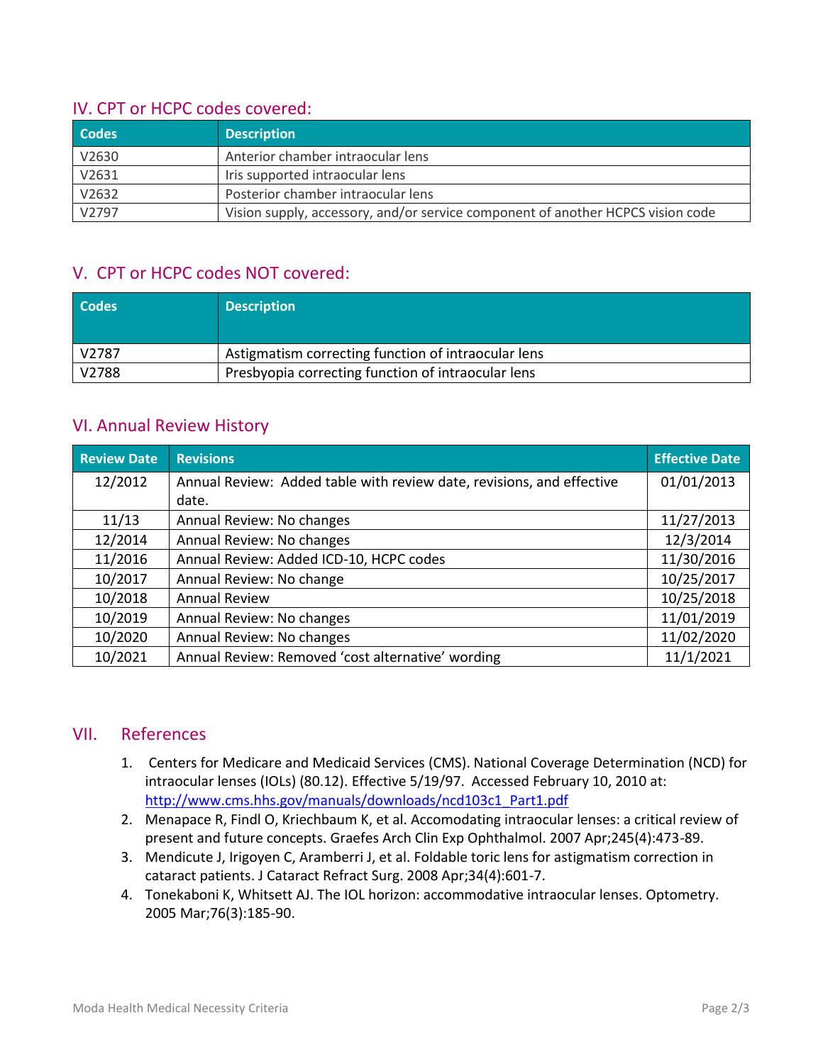## IV. CPT or HCPC codes covered:

| Codes | Description |
|---|---|
| V2630 | Anterior chamber intraocular lens |
| V2631 | Iris supported intraocular lens |
| V2632 | Posterior chamber intraocular lens |
| V2797 | Vision supply, accessory, and/or service component of another HCPCS vision code |

## V. CPT or HCPC codes NOT covered:

| Codes | Description |
|---|---|
| V2787 | Astigmatism correcting function of intraocular lens |
| V2788 | Presbyopia correcting function of intraocular lens |

## VI. Annual Review History

| Review Date | Revisions | Effective Date |
|---|---|---|
| 12/2012 | Annual Review: Added table with review date, revisions, and effective date. | 01/01/2013 |
| 11/13 | Annual Review: No changes | 11/27/2013 |
| 12/2014 | Annual Review: No changes | 12/3/2014 |
| 11/2016 | Annual Review: Added ICD-10, HCPC codes | 11/30/2016 |
| 10/2017 | Annual Review: No change | 10/25/2017 |
| 10/2018 | Annual Review | 10/25/2018 |
| 10/2019 | Annual Review: No changes | 11/01/2019 |
| 10/2020 | Annual Review: No changes | 11/02/2020 |
| 10/2021 | Annual Review: Removed 'cost alternative' wording | 11/1/2021 |

## VII. References

1. Centers for Medicare and Medicaid Services (CMS). National Coverage Determination (NCD) for intraocular lenses (IOLs) (80.12). Effective 5/19/97. Accessed February 10, 2010 at: http://www.cms.hhs.gov/manuals/downloads/ncd103c1_Part1.pdf
2. Menapace R, Findl O, Kriechbaum K, et al. Accomodating intraocular lenses: a critical review of present and future concepts. Graefes Arch Clin Exp Ophthalmol. 2007 Apr;245(4):473-89.
3. Mendicute J, Irigoyen C, Aramberri J, et al. Foldable toric lens for astigmatism correction in cataract patients. J Cataract Refract Surg. 2008 Apr;34(4):601-7.
4. Tonekaboni K, Whitsett AJ. The IOL horizon: accommodative intraocular lenses. Optometry. 2005 Mar;76(3):185-90.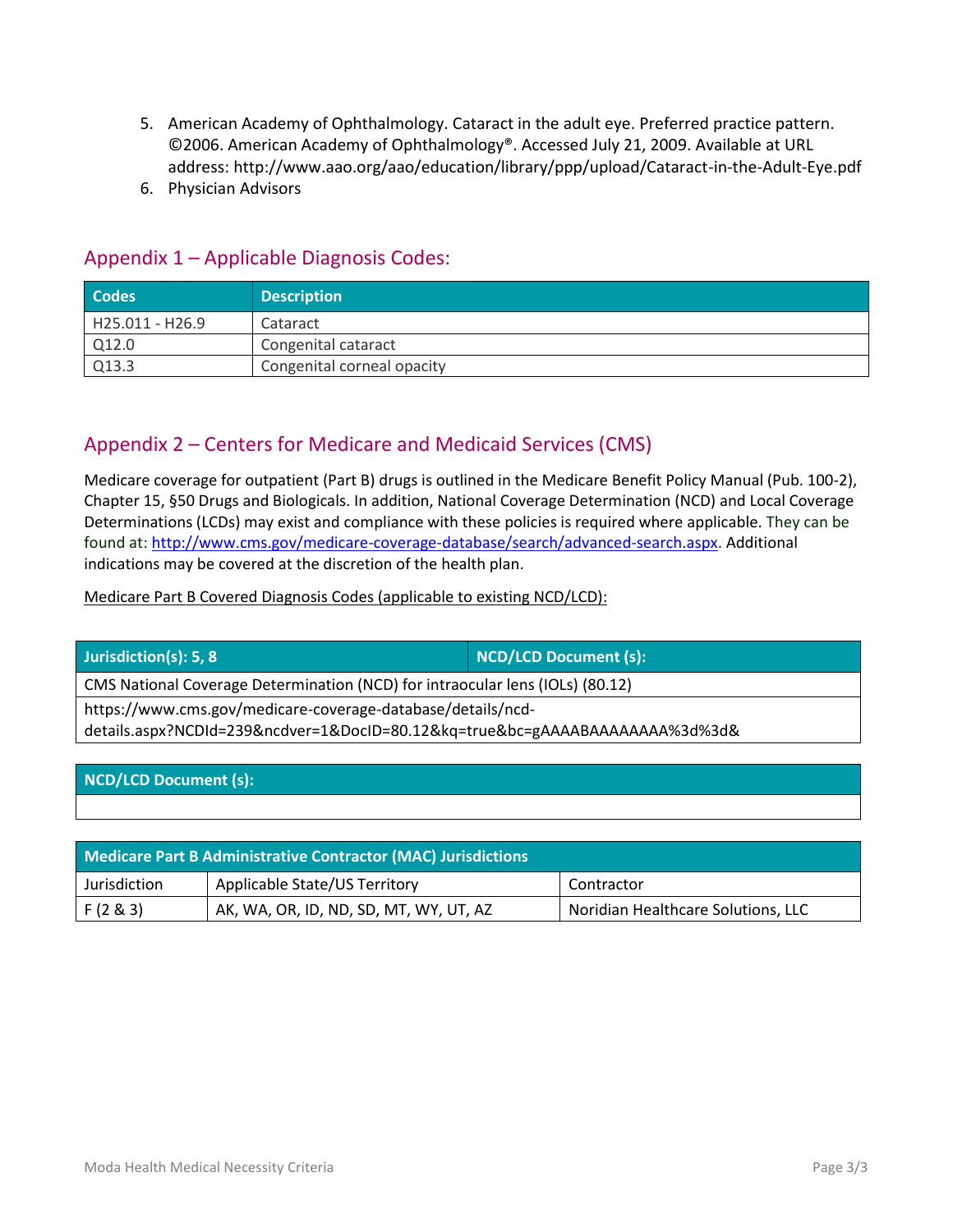5. American Academy of Ophthalmology. Cataract in the adult eye. Preferred practice pattern. ©2006. American Academy of Ophthalmology®. Accessed July 21, 2009. Available at URL address: http://www.aao.org/aao/education/library/ppp/upload/Cataract-in-the-Adult-Eye.pdf
6. Physician Advisors

## Appendix 1 – Applicable Diagnosis Codes:

| Codes | Description |
|---|---|
| H25.011 - H26.9 | Cataract |
| Q12.0 | Congenital cataract |
| Q13.3 | Congenital corneal opacity |

## Appendix 2 – Centers for Medicare and Medicaid Services (CMS)

Medicare coverage for outpatient (Part B) drugs is outlined in the Medicare Benefit Policy Manual (Pub. 100-2), Chapter 15, §50 Drugs and Biologicals. In addition, National Coverage Determination (NCD) and Local Coverage Determinations (LCDs) may exist and compliance with these policies is required where applicable. They can be found at: http://www.cms.gov/medicare-coverage-database/search/advanced-search.aspx. Additional indications may be covered at the discretion of the health plan.

Medicare Part B Covered Diagnosis Codes (applicable to existing NCD/LCD):

| Jurisdiction(s): 5, 8 | NCD/LCD Document (s): |
|---|---|
| CMS National Coverage Determination (NCD) for intraocular lens (IOLs) (80.12) | |
| https://www.cms.gov/medicare-coverage-database/details/ncd-details.aspx?NCDId=239&ncdver=1&DocID=80.12&kq=true&bc=gAAAABAAAAAAAA%3d%3d& | |

| NCD/LCD Document (s): |
|---|
| |

| Medicare Part B Administrative Contractor (MAC) Jurisdictions | | |
|---|---|---|
| Jurisdiction | Applicable State/US Territory | Contractor |
| F (2 & 3) | AK, WA, OR, ID, ND, SD, MT, WY, UT, AZ | Noridian Healthcare Solutions, LLC |